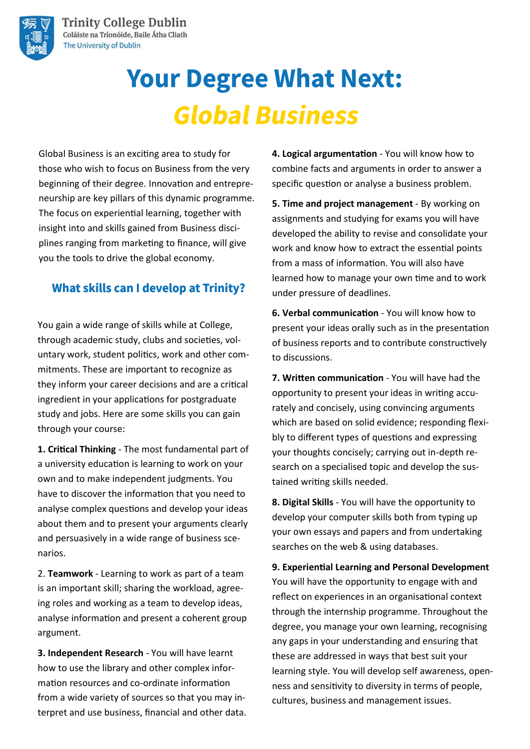Trinity College Dublin
Coláiste na Tríonóide, Baile Átha Cliath
The University of Dublin

# Your Degree What Next: *Global Business*

Global Business is an exciting area to study for those who wish to focus on Business from the very beginning of their degree. Innovation and entrepreneurship are key pillars of this dynamic programme. The focus on experiential learning, together with insight into and skills gained from Business disciplines ranging from marketing to finance, will give you the tools to drive the global economy.

## What skills can I develop at Trinity?

You gain a wide range of skills while at College, through academic study, clubs and societies, voluntary work, student politics, work and other commitments. These are important to recognize as they inform your career decisions and are a critical ingredient in your applications for postgraduate study and jobs. Here are some skills you can gain through your course:

**1. Critical Thinking** - The most fundamental part of a university education is learning to work on your own and to make independent judgments. You have to discover the information that you need to analyse complex questions and develop your ideas about them and to present your arguments clearly and persuasively in a wide range of business scenarios.

2. **Teamwork** - Learning to work as part of a team is an important skill; sharing the workload, agreeing roles and working as a team to develop ideas, analyse information and present a coherent group argument.

**3. Independent Research** - You will have learnt how to use the library and other complex information resources and co-ordinate information from a wide variety of sources so that you may interpret and use business, financial and other data.

**4. Logical argumentation** - You will know how to combine facts and arguments in order to answer a specific question or analyse a business problem.

**5. Time and project management** - By working on assignments and studying for exams you will have developed the ability to revise and consolidate your work and know how to extract the essential points from a mass of information. You will also have learned how to manage your own time and to work under pressure of deadlines.

**6. Verbal communication** - You will know how to present your ideas orally such as in the presentation of business reports and to contribute constructively to discussions.

**7. Written communication** - You will have had the opportunity to present your ideas in writing accurately and concisely, using convincing arguments which are based on solid evidence; responding flexibly to different types of questions and expressing your thoughts concisely; carrying out in-depth research on a specialised topic and develop the sustained writing skills needed.

**8. Digital Skills** - You will have the opportunity to develop your computer skills both from typing up your own essays and papers and from undertaking searches on the web & using databases.

**9. Experiential Learning and Personal Development**
You will have the opportunity to engage with and reflect on experiences in an organisational context through the internship programme. Throughout the degree, you manage your own learning, recognising any gaps in your understanding and ensuring that these are addressed in ways that best suit your learning style. You will develop self awareness, openness and sensitivity to diversity in terms of people, cultures, business and management issues.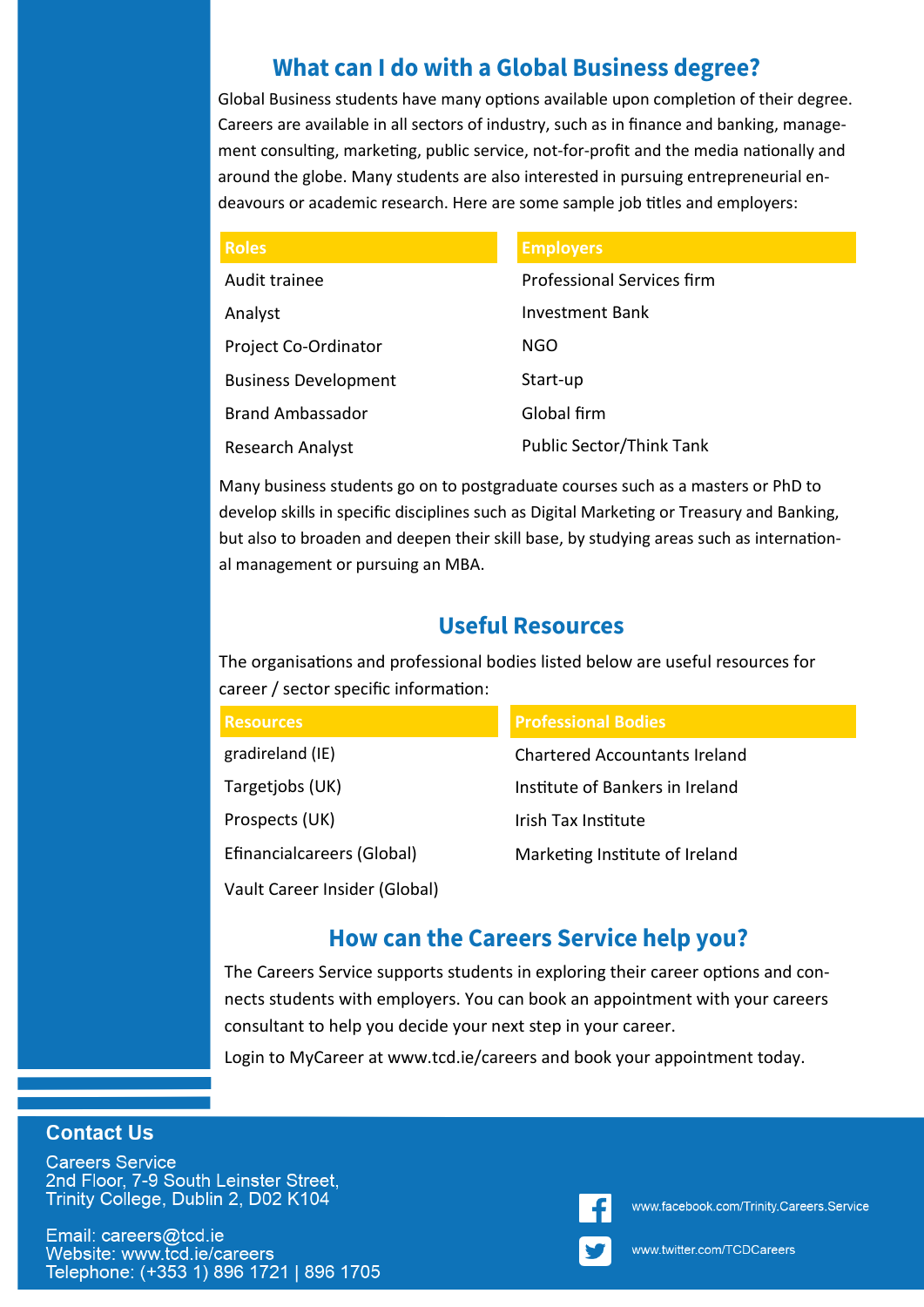## What can I do with a Global Business degree?

Global Business students have many options available upon completion of their degree. Careers are available in all sectors of industry, such as in finance and banking, management consulting, marketing, public service, not-for-profit and the media nationally and around the globe. Many students are also interested in pursuing entrepreneurial endeavours or academic research. Here are some sample job titles and employers:

| Roles | Employers |
|---|---|
| Audit trainee | Professional Services firm |
| Analyst | Investment Bank |
| Project Co-Ordinator | NGO |
| Business Development | Start-up |
| Brand Ambassador | Global firm |
| Research Analyst | Public Sector/Think Tank |

Many business students go on to postgraduate courses such as a masters or PhD to develop skills in specific disciplines such as Digital Marketing or Treasury and Banking, but also to broaden and deepen their skill base, by studying areas such as international management or pursuing an MBA.

## Useful Resources

The organisations and professional bodies listed below are useful resources for career / sector specific information:

| Resources | Professional Bodies |
|---|---|
| gradireland (IE) | Chartered Accountants Ireland |
| Targetjobs (UK) | Institute of Bankers in Ireland |
| Prospects (UK) | Irish Tax Institute |
| Efinancialcareers (Global) | Marketing Institute of Ireland |
| Vault Career Insider (Global) | |

## How can the Careers Service help you?

The Careers Service supports students in exploring their career options and connects students with employers. You can book an appointment with your careers consultant to help you decide your next step in your career.

Login to MyCareer at www.tcd.ie/careers and book your appointment today.

### Contact Us

Careers Service
2nd Floor, 7-9 South Leinster Street,
Trinity College, Dublin 2, D02 K104

Email: careers@tcd.ie
Website: www.tcd.ie/careers
Telephone: (+353 1) 896 1721 | 896 1705

www.facebook.com/Trinity.Careers.Service

www.twitter.com/TCDCareers